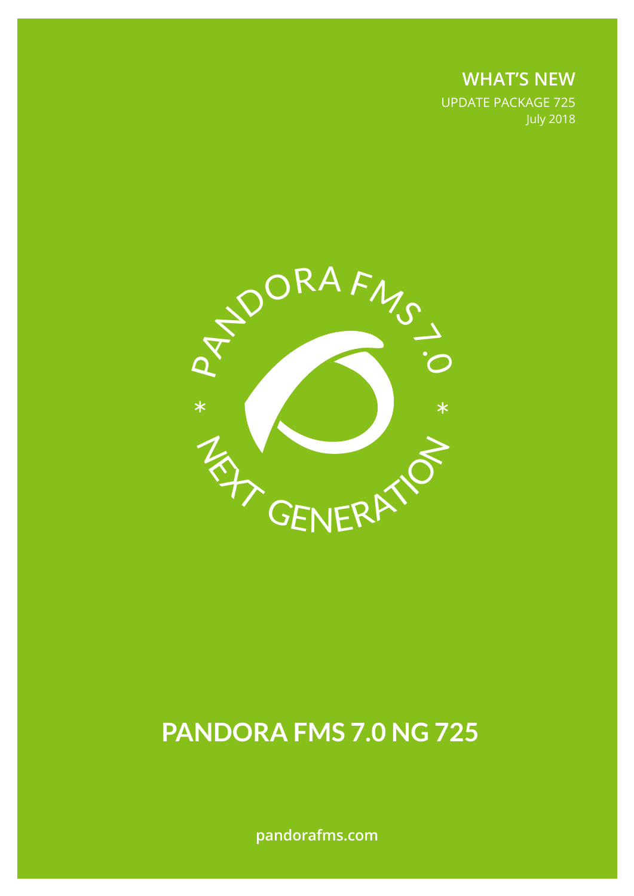**WHAT'S NEW**

UPDATE PACKAGE 725

July 2018

PANDORA FMS 7.0 * NEXT GENERATION *

# PANDORA FMS 7.0 NG 725

pandorafms.com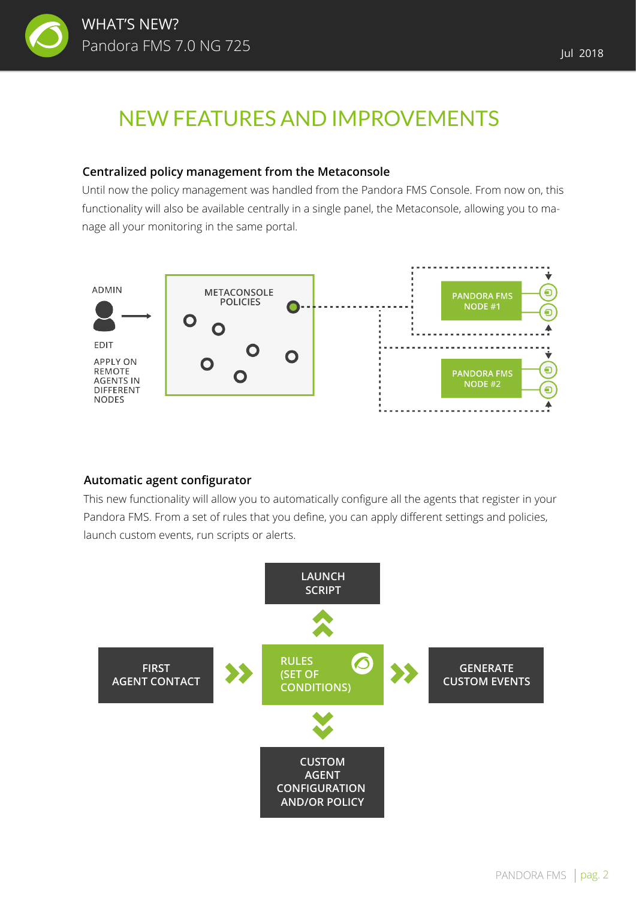# NEW FEATURES AND IMPROVEMENTS

### Centralized policy management from the Metaconsole

Until now the policy management was handled from the Pandora FMS Console. From now on, this functionality will also be available centrally in a single panel, the Metaconsole, allowing you to manage all your monitoring in the same portal.

ADMIN

EDIT

APPLY ON REMOTE AGENTS IN DIFFERENT NODES

METACONSOLE POLICIES

PANDORA FMS NODE #1

PANDORA FMS NODE #2

### Automatic agent configurator

This new functionality will allow you to automatically configure all the agents that register in your Pandora FMS. From a set of rules that you define, you can apply different settings and policies, launch custom events, run scripts or alerts.

LAUNCH SCRIPT

FIRST AGENT CONTACT

RULES (SET OF CONDITIONS)

GENERATE CUSTOM EVENTS

CUSTOM AGENT CONFIGURATION AND/OR POLICY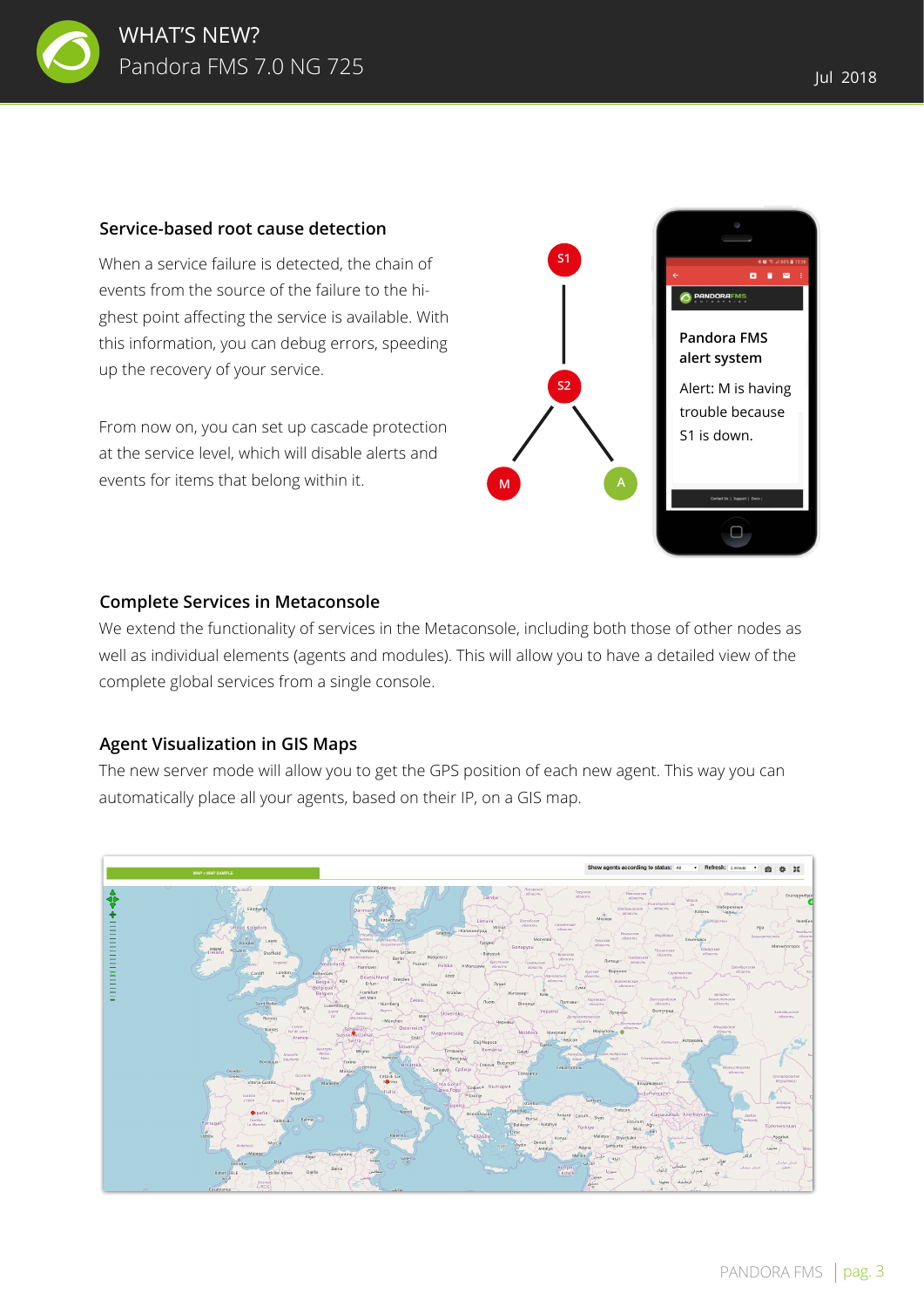## Service-based root cause detection

When a service failure is detected, the chain of events from the source of the failure to the highest point affecting the service is available. With this information, you can debug errors, speeding up the recovery of your service.

From now on, you can set up cascade protection at the service level, which will disable alerts and events for items that belong within it.

## Complete Services in Metaconsole

We extend the functionality of services in the Metaconsole, including both those of other nodes as well as individual elements (agents and modules). This will allow you to have a detailed view of the complete global services from a single console.

## Agent Visualization in GIS Maps

The new server mode will allow you to get the GPS position of each new agent. This way you can automatically place all your agents, based on their IP, on a GIS map.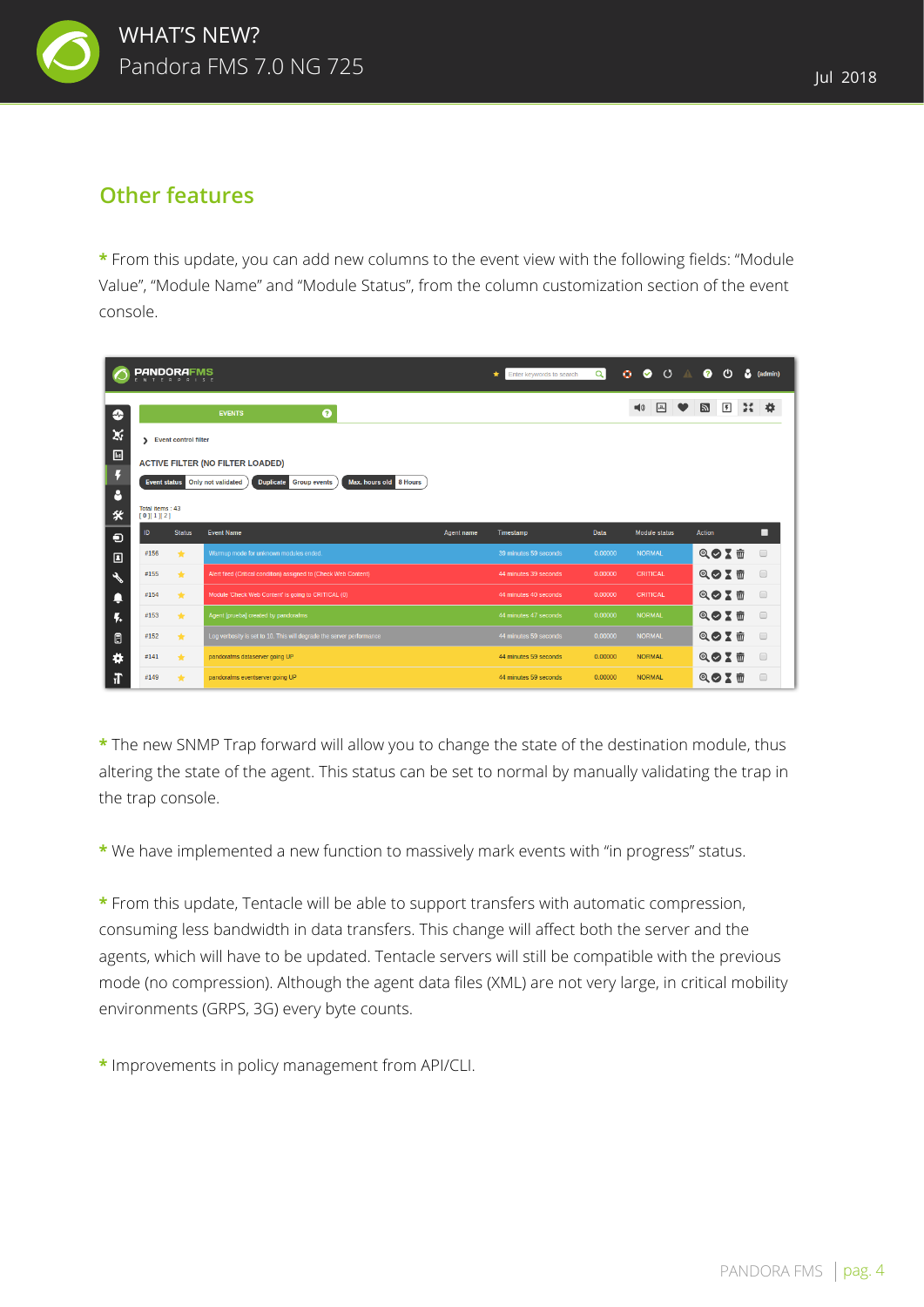## Other features

* From this update, you can add new columns to the event view with the following fields: "Module Value", "Module Name" and "Module Status", from the column customization section of the event console.

* The new SNMP Trap forward will allow you to change the state of the destination module, thus altering the state of the agent. This status can be set to normal by manually validating the trap in the trap console.

* We have implemented a new function to massively mark events with "in progress" status.

* From this update, Tentacle will be able to support transfers with automatic compression, consuming less bandwidth in data transfers. This change will affect both the server and the agents, which will have to be updated. Tentacle servers will still be compatible with the previous mode (no compression). Although the agent data files (XML) are not very large, in critical mobility environments (GRPS, 3G) every byte counts.

* Improvements in policy management from API/CLI.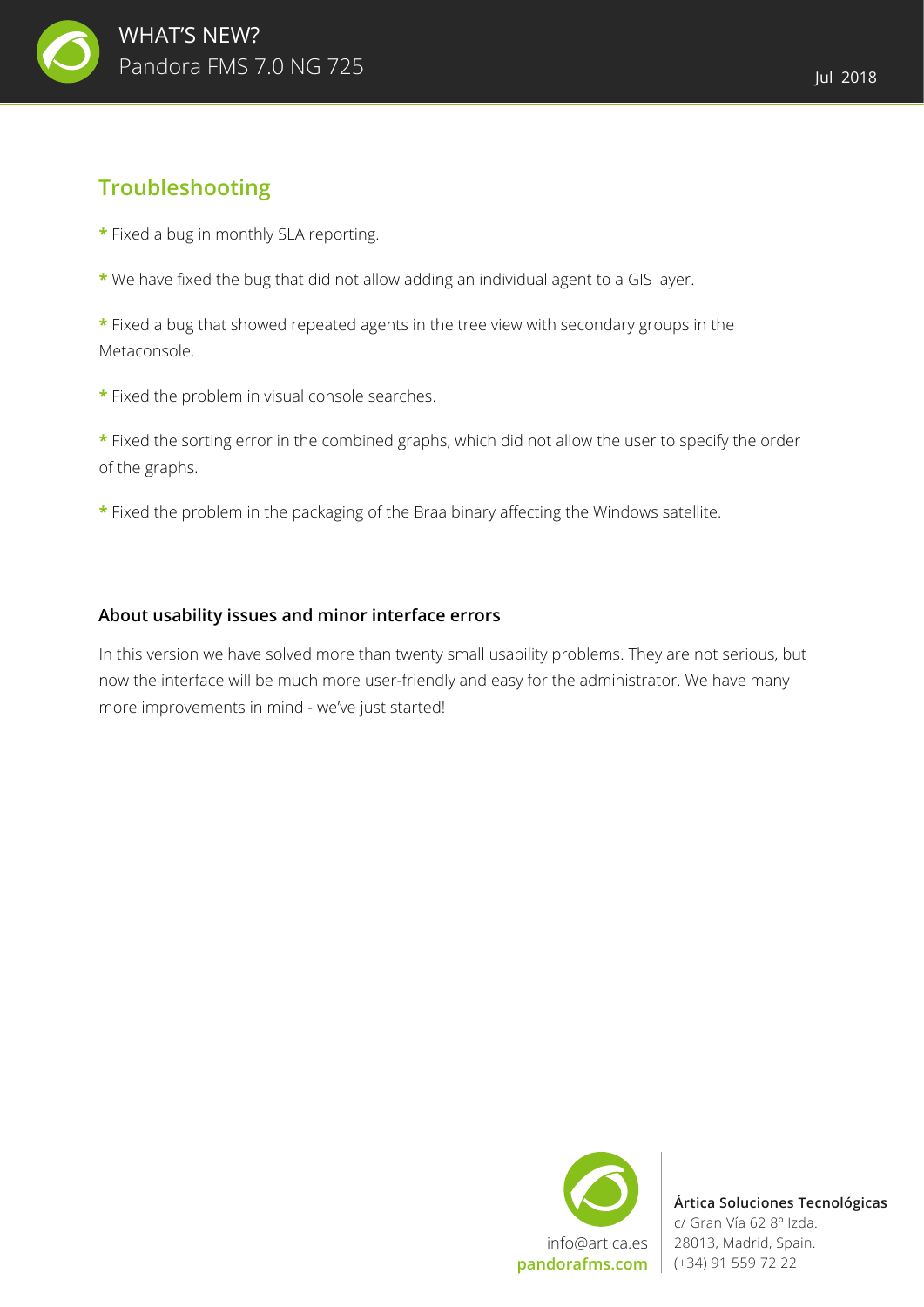## Troubleshooting

* Fixed a bug in monthly SLA reporting.

* We have fixed the bug that did not allow adding an individual agent to a GIS layer.

* Fixed a bug that showed repeated agents in the tree view with secondary groups in the Metaconsole.

* Fixed the problem in visual console searches.

* Fixed the sorting error in the combined graphs, which did not allow the user to specify the order of the graphs.

* Fixed the problem in the packaging of the Braa binary affecting the Windows satellite.

### About usability issues and minor interface errors

In this version we have solved more than twenty small usability problems. They are not serious, but now the interface will be much more user-friendly and easy for the administrator. We have many more improvements in mind - we've just started!